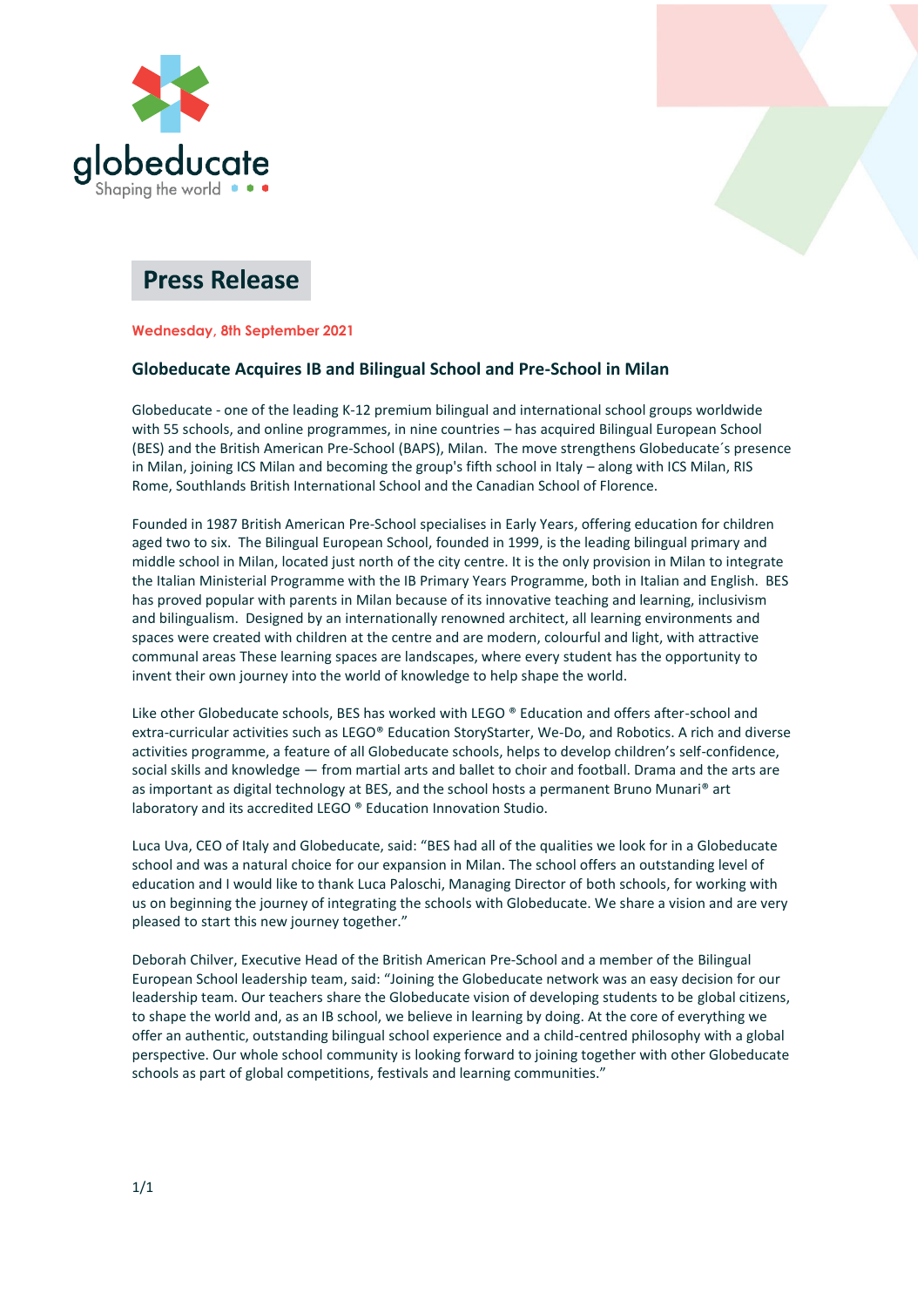globeducate
Shaping the world

# Press Release

**Wednesday, 8th September 2021**

## Globeducate Acquires IB and Bilingual School and Pre-School in Milan

Globeducate - one of the leading K-12 premium bilingual and international school groups worldwide with 55 schools, and online programmes, in nine countries – has acquired Bilingual European School (BES) and the British American Pre-School (BAPS), Milan. The move strengthens Globeducate´s presence in Milan, joining ICS Milan and becoming the group's fifth school in Italy – along with ICS Milan, RIS Rome, Southlands British International School and the Canadian School of Florence.

Founded in 1987 British American Pre-School specialises in Early Years, offering education for children aged two to six. The Bilingual European School, founded in 1999, is the leading bilingual primary and middle school in Milan, located just north of the city centre. It is the only provision in Milan to integrate the Italian Ministerial Programme with the IB Primary Years Programme, both in Italian and English. BES has proved popular with parents in Milan because of its innovative teaching and learning, inclusivism and bilingualism. Designed by an internationally renowned architect, all learning environments and spaces were created with children at the centre and are modern, colourful and light, with attractive communal areas These learning spaces are landscapes, where every student has the opportunity to invent their own journey into the world of knowledge to help shape the world.

Like other Globeducate schools, BES has worked with LEGO ® Education and offers after-school and extra-curricular activities such as LEGO® Education StoryStarter, We-Do, and Robotics. A rich and diverse activities programme, a feature of all Globeducate schools, helps to develop children's self-confidence, social skills and knowledge — from martial arts and ballet to choir and football. Drama and the arts are as important as digital technology at BES, and the school hosts a permanent Bruno Munari® art laboratory and its accredited LEGO ® Education Innovation Studio.

Luca Uva, CEO of Italy and Globeducate, said: "BES had all of the qualities we look for in a Globeducate school and was a natural choice for our expansion in Milan. The school offers an outstanding level of education and I would like to thank Luca Paloschi, Managing Director of both schools, for working with us on beginning the journey of integrating the schools with Globeducate. We share a vision and are very pleased to start this new journey together."

Deborah Chilver, Executive Head of the British American Pre-School and a member of the Bilingual European School leadership team, said: "Joining the Globeducate network was an easy decision for our leadership team. Our teachers share the Globeducate vision of developing students to be global citizens, to shape the world and, as an IB school, we believe in learning by doing. At the core of everything we offer an authentic, outstanding bilingual school experience and a child-centred philosophy with a global perspective. Our whole school community is looking forward to joining together with other Globeducate schools as part of global competitions, festivals and learning communities."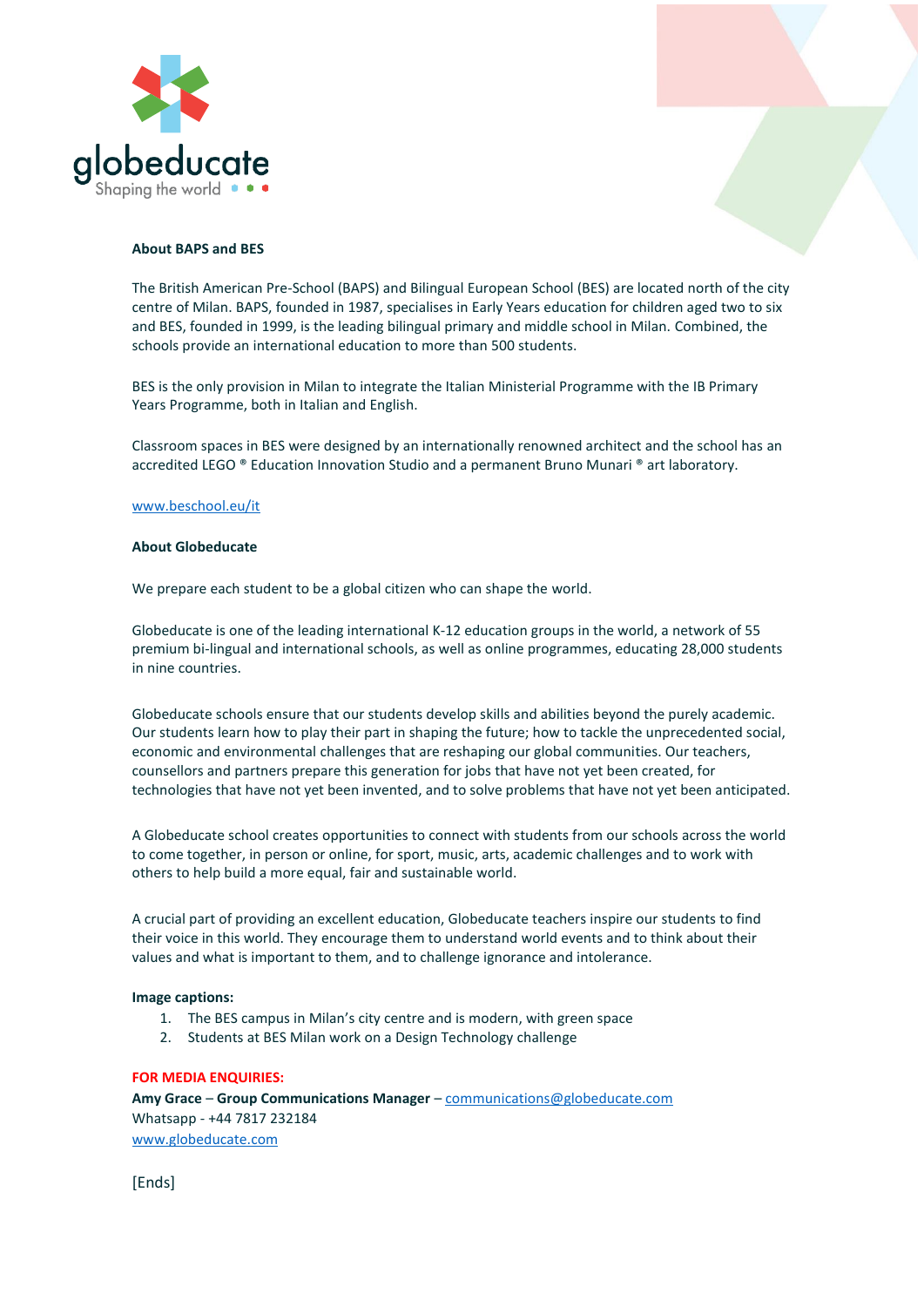**About BAPS and BES**

The British American Pre-School (BAPS) and Bilingual European School (BES) are located north of the city centre of Milan. BAPS, founded in 1987, specialises in Early Years education for children aged two to six and BES, founded in 1999, is the leading bilingual primary and middle school in Milan. Combined, the schools provide an international education to more than 500 students.

BES is the only provision in Milan to integrate the Italian Ministerial Programme with the IB Primary Years Programme, both in Italian and English.

Classroom spaces in BES were designed by an internationally renowned architect and the school has an accredited LEGO ® Education Innovation Studio and a permanent Bruno Munari ® art laboratory.

www.beschool.eu/it

**About Globeducate**

We prepare each student to be a global citizen who can shape the world.

Globeducate is one of the leading international K-12 education groups in the world, a network of 55 premium bi-lingual and international schools, as well as online programmes, educating 28,000 students in nine countries.

Globeducate schools ensure that our students develop skills and abilities beyond the purely academic. Our students learn how to play their part in shaping the future; how to tackle the unprecedented social, economic and environmental challenges that are reshaping our global communities. Our teachers, counsellors and partners prepare this generation for jobs that have not yet been created, for technologies that have not yet been invented, and to solve problems that have not yet been anticipated.

A Globeducate school creates opportunities to connect with students from our schools across the world to come together, in person or online, for sport, music, arts, academic challenges and to work with others to help build a more equal, fair and sustainable world.

A crucial part of providing an excellent education, Globeducate teachers inspire our students to find their voice in this world. They encourage them to understand world events and to think about their values and what is important to them, and to challenge ignorance and intolerance.

**Image captions:**

1. The BES campus in Milan's city centre and is modern, with green space
2. Students at BES Milan work on a Design Technology challenge

**FOR MEDIA ENQUIRIES:**
**Amy Grace – Group Communications Manager** – communications@globeducate.com
Whatsapp - +44 7817 232184
www.globeducate.com

[Ends]